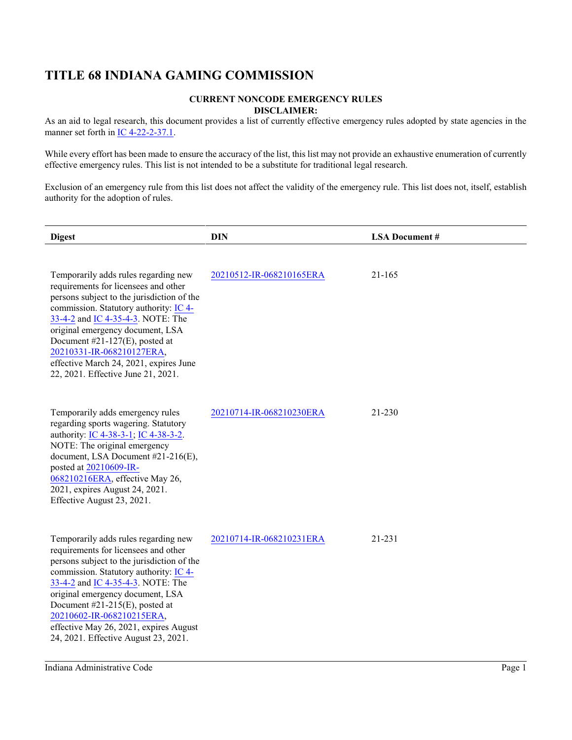# TITLE 68 INDIANA GAMING COMMISSION

**CURRENT NONCODE EMERGENCY RULES**
**DISCLAIMER:**

As an aid to legal research, this document provides a list of currently effective emergency rules adopted by state agencies in the manner set forth in IC 4-22-2-37.1.

While every effort has been made to ensure the accuracy of the list, this list may not provide an exhaustive enumeration of currently effective emergency rules. This list is not intended to be a substitute for traditional legal research.

Exclusion of an emergency rule from this list does not affect the validity of the emergency rule. This list does not, itself, establish authority for the adoption of rules.

| Digest | DIN | LSA Document # |
|---|---|---|
| Temporarily adds rules regarding new requirements for licensees and other persons subject to the jurisdiction of the commission. Statutory authority: IC 4-33-4-2 and IC 4-35-4-3. NOTE: The original emergency document, LSA Document #21-127(E), posted at 20210331-IR-068210127ERA, effective March 24, 2021, expires June 22, 2021. Effective June 21, 2021. | 20210512-IR-068210165ERA | 21-165 |
| Temporarily adds emergency rules regarding sports wagering. Statutory authority: IC 4-38-3-1; IC 4-38-3-2. NOTE: The original emergency document, LSA Document #21-216(E), posted at 20210609-IR-068210216ERA, effective May 26, 2021, expires August 24, 2021. Effective August 23, 2021. | 20210714-IR-068210230ERA | 21-230 |
| Temporarily adds rules regarding new requirements for licensees and other persons subject to the jurisdiction of the commission. Statutory authority: IC 4-33-4-2 and IC 4-35-4-3. NOTE: The original emergency document, LSA Document #21-215(E), posted at 20210602-IR-068210215ERA, effective May 26, 2021, expires August 24, 2021. Effective August 23, 2021. | 20210714-IR-068210231ERA | 21-231 |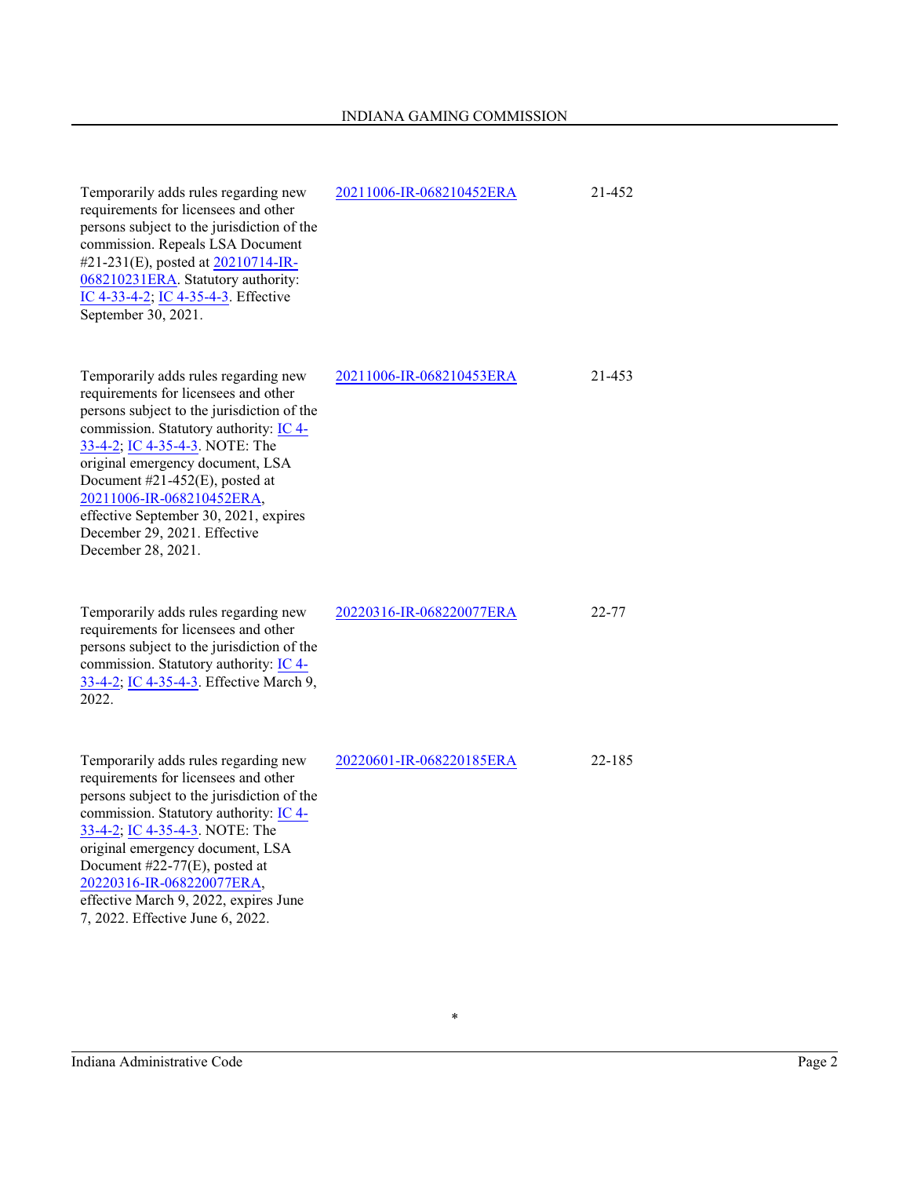| | | |
|---|---|---|
| Temporarily adds rules regarding new requirements for licensees and other persons subject to the jurisdiction of the commission. Repeals LSA Document #21-231(E), posted at 20210714-IR-068210231ERA. Statutory authority: IC 4-33-4-2; IC 4-35-4-3. Effective September 30, 2021. | 20211006-IR-068210452ERA | 21-452 |
| Temporarily adds rules regarding new requirements for licensees and other persons subject to the jurisdiction of the commission. Statutory authority: IC 4-33-4-2; IC 4-35-4-3. NOTE: The original emergency document, LSA Document #21-452(E), posted at 20211006-IR-068210452ERA, effective September 30, 2021, expires December 29, 2021. Effective December 28, 2021. | 20211006-IR-068210453ERA | 21-453 |
| Temporarily adds rules regarding new requirements for licensees and other persons subject to the jurisdiction of the commission. Statutory authority: IC 4-33-4-2; IC 4-35-4-3. Effective March 9, 2022. | 20220316-IR-068220077ERA | 22-77 |
| Temporarily adds rules regarding new requirements for licensees and other persons subject to the jurisdiction of the commission. Statutory authority: IC 4-33-4-2; IC 4-35-4-3. NOTE: The original emergency document, LSA Document #22-77(E), posted at 20220316-IR-068220077ERA, effective March 9, 2022, expires June 7, 2022. Effective June 6, 2022. | 20220601-IR-068220185ERA | 22-185 |

*